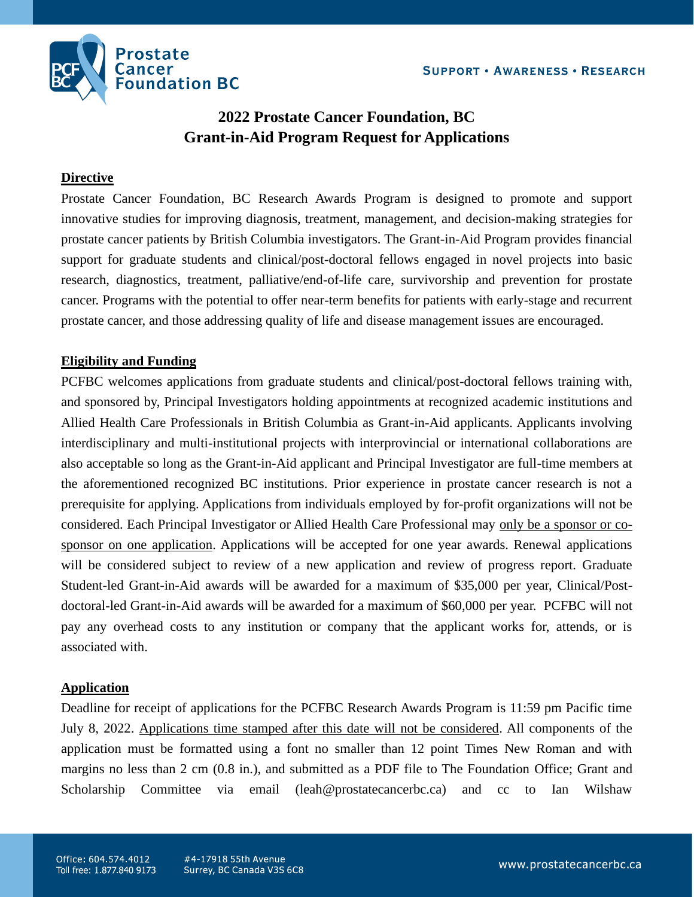# 2022 Prostate Cancer Foundation, BC Grant-in-Aid Program Request for Applications

## Directive

Prostate Cancer Foundation, BC Research Awards Program is designed to promote and support innovative studies for improving diagnosis, treatment, management, and decision-making strategies for prostate cancer patients by British Columbia investigators. The Grant-in-Aid Program provides financial support for graduate students and clinical/post-doctoral fellows engaged in novel projects into basic research, diagnostics, treatment, palliative/end-of-life care, survivorship and prevention for prostate cancer. Programs with the potential to offer near-term benefits for patients with early-stage and recurrent prostate cancer, and those addressing quality of life and disease management issues are encouraged.

## Eligibility and Funding

PCFBC welcomes applications from graduate students and clinical/post-doctoral fellows training with, and sponsored by, Principal Investigators holding appointments at recognized academic institutions and Allied Health Care Professionals in British Columbia as Grant-in-Aid applicants. Applicants involving interdisciplinary and multi-institutional projects with interprovincial or international collaborations are also acceptable so long as the Grant-in-Aid applicant and Principal Investigator are full-time members at the aforementioned recognized BC institutions. Prior experience in prostate cancer research is not a prerequisite for applying. Applications from individuals employed by for-profit organizations will not be considered. Each Principal Investigator or Allied Health Care Professional may only be a sponsor or co-sponsor on one application. Applications will be accepted for one year awards. Renewal applications will be considered subject to review of a new application and review of progress report. Graduate Student-led Grant-in-Aid awards will be awarded for a maximum of $35,000 per year, Clinical/Post-doctoral-led Grant-in-Aid awards will be awarded for a maximum of $60,000 per year. PCFBC will not pay any overhead costs to any institution or company that the applicant works for, attends, or is associated with.

## Application

Deadline for receipt of applications for the PCFBC Research Awards Program is 11:59 pm Pacific time July 8, 2022. Applications time stamped after this date will not be considered. All components of the application must be formatted using a font no smaller than 12 point Times New Roman and with margins no less than 2 cm (0.8 in.), and submitted as a PDF file to The Foundation Office; Grant and Scholarship Committee via email (leah@prostatecancerbc.ca) and cc to Ian Wilshaw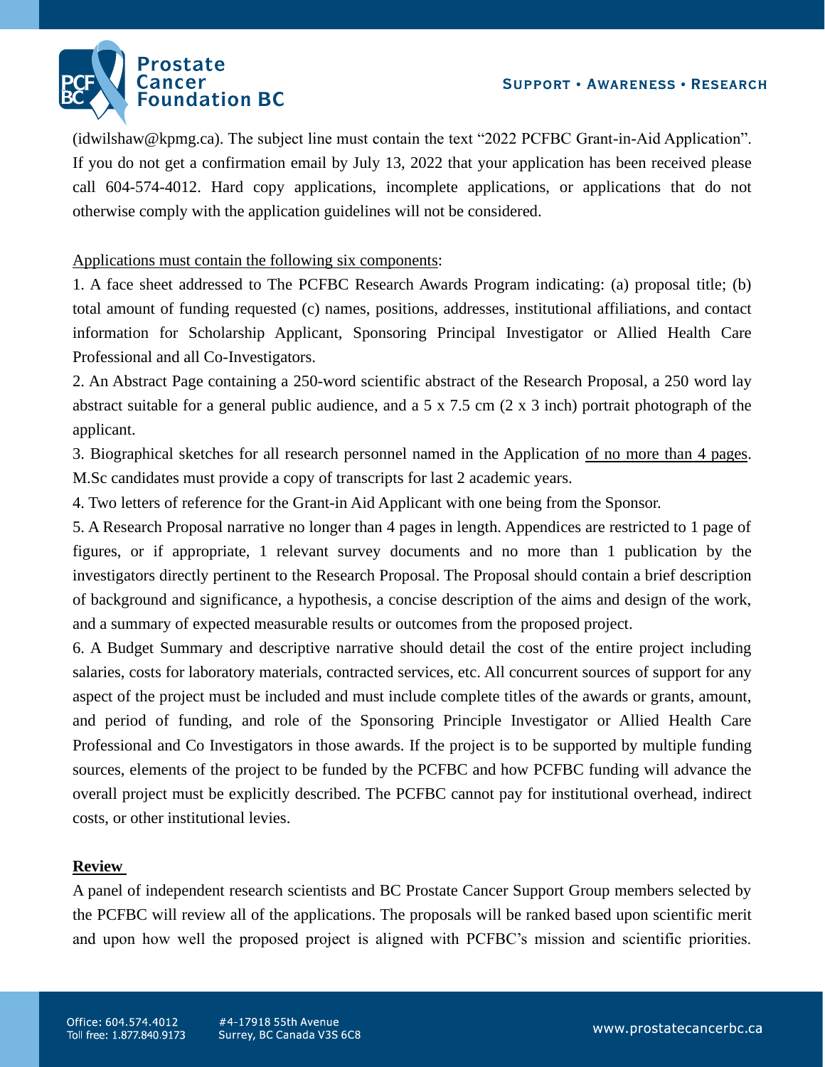(idwilshaw@kpmg.ca). The subject line must contain the text "2022 PCFBC Grant-in-Aid Application". If you do not get a confirmation email by July 13, 2022 that your application has been received please call 604-574-4012. Hard copy applications, incomplete applications, or applications that do not otherwise comply with the application guidelines will not be considered.

<u>Applications must contain the following six components</u>:

1. A face sheet addressed to The PCFBC Research Awards Program indicating: (a) proposal title; (b) total amount of funding requested (c) names, positions, addresses, institutional affiliations, and contact information for Scholarship Applicant, Sponsoring Principal Investigator or Allied Health Care Professional and all Co-Investigators.
2. An Abstract Page containing a 250-word scientific abstract of the Research Proposal, a 250 word lay abstract suitable for a general public audience, and a 5 x 7.5 cm (2 x 3 inch) portrait photograph of the applicant.
3. Biographical sketches for all research personnel named in the Application <u>of no more than 4 pages</u>. M.Sc candidates must provide a copy of transcripts for last 2 academic years.
4. Two letters of reference for the Grant-in Aid Applicant with one being from the Sponsor.
5. A Research Proposal narrative no longer than 4 pages in length. Appendices are restricted to 1 page of figures, or if appropriate, 1 relevant survey documents and no more than 1 publication by the investigators directly pertinent to the Research Proposal. The Proposal should contain a brief description of background and significance, a hypothesis, a concise description of the aims and design of the work, and a summary of expected measurable results or outcomes from the proposed project.
6. A Budget Summary and descriptive narrative should detail the cost of the entire project including salaries, costs for laboratory materials, contracted services, etc. All concurrent sources of support for any aspect of the project must be included and must include complete titles of the awards or grants, amount, and period of funding, and role of the Sponsoring Principle Investigator or Allied Health Care Professional and Co Investigators in those awards. If the project is to be supported by multiple funding sources, elements of the project to be funded by the PCFBC and how PCFBC funding will advance the overall project must be explicitly described. The PCFBC cannot pay for institutional overhead, indirect costs, or other institutional levies.

**Review**

A panel of independent research scientists and BC Prostate Cancer Support Group members selected by the PCFBC will review all of the applications. The proposals will be ranked based upon scientific merit and upon how well the proposed project is aligned with PCFBC's mission and scientific priorities.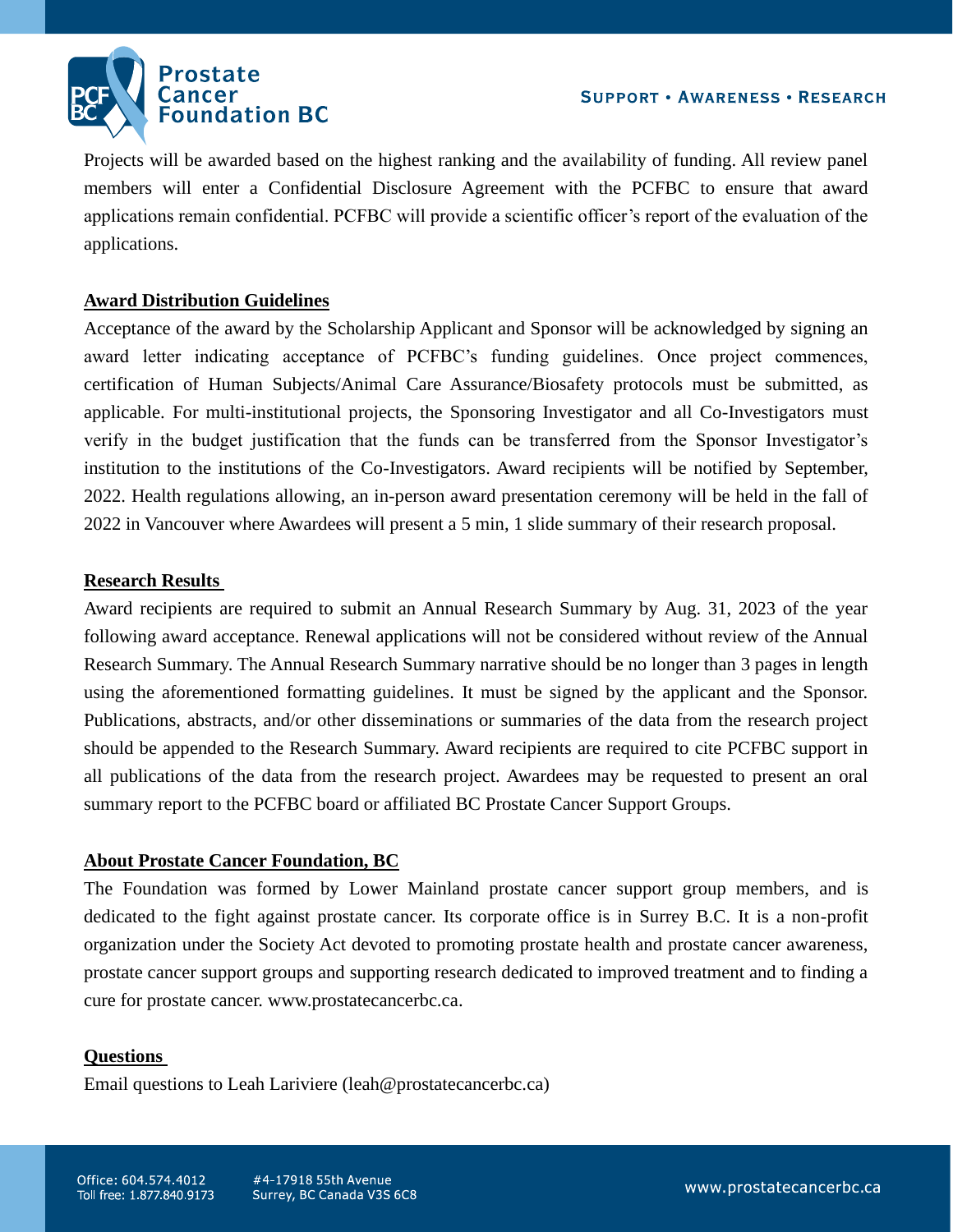Projects will be awarded based on the highest ranking and the availability of funding. All review panel members will enter a Confidential Disclosure Agreement with the PCFBC to ensure that award applications remain confidential. PCFBC will provide a scientific officer's report of the evaluation of the applications.

## Award Distribution Guidelines

Acceptance of the award by the Scholarship Applicant and Sponsor will be acknowledged by signing an award letter indicating acceptance of PCFBC's funding guidelines. Once project commences, certification of Human Subjects/Animal Care Assurance/Biosafety protocols must be submitted, as applicable. For multi-institutional projects, the Sponsoring Investigator and all Co-Investigators must verify in the budget justification that the funds can be transferred from the Sponsor Investigator's institution to the institutions of the Co-Investigators. Award recipients will be notified by September, 2022. Health regulations allowing, an in-person award presentation ceremony will be held in the fall of 2022 in Vancouver where Awardees will present a 5 min, 1 slide summary of their research proposal.

## Research Results

Award recipients are required to submit an Annual Research Summary by Aug. 31, 2023 of the year following award acceptance. Renewal applications will not be considered without review of the Annual Research Summary. The Annual Research Summary narrative should be no longer than 3 pages in length using the aforementioned formatting guidelines. It must be signed by the applicant and the Sponsor. Publications, abstracts, and/or other disseminations or summaries of the data from the research project should be appended to the Research Summary. Award recipients are required to cite PCFBC support in all publications of the data from the research project. Awardees may be requested to present an oral summary report to the PCFBC board or affiliated BC Prostate Cancer Support Groups.

## About Prostate Cancer Foundation, BC

The Foundation was formed by Lower Mainland prostate cancer support group members, and is dedicated to the fight against prostate cancer. Its corporate office is in Surrey B.C. It is a non-profit organization under the Society Act devoted to promoting prostate health and prostate cancer awareness, prostate cancer support groups and supporting research dedicated to improved treatment and to finding a cure for prostate cancer. www.prostatecancerbc.ca.

## Questions

Email questions to Leah Lariviere (leah@prostatecancerbc.ca)